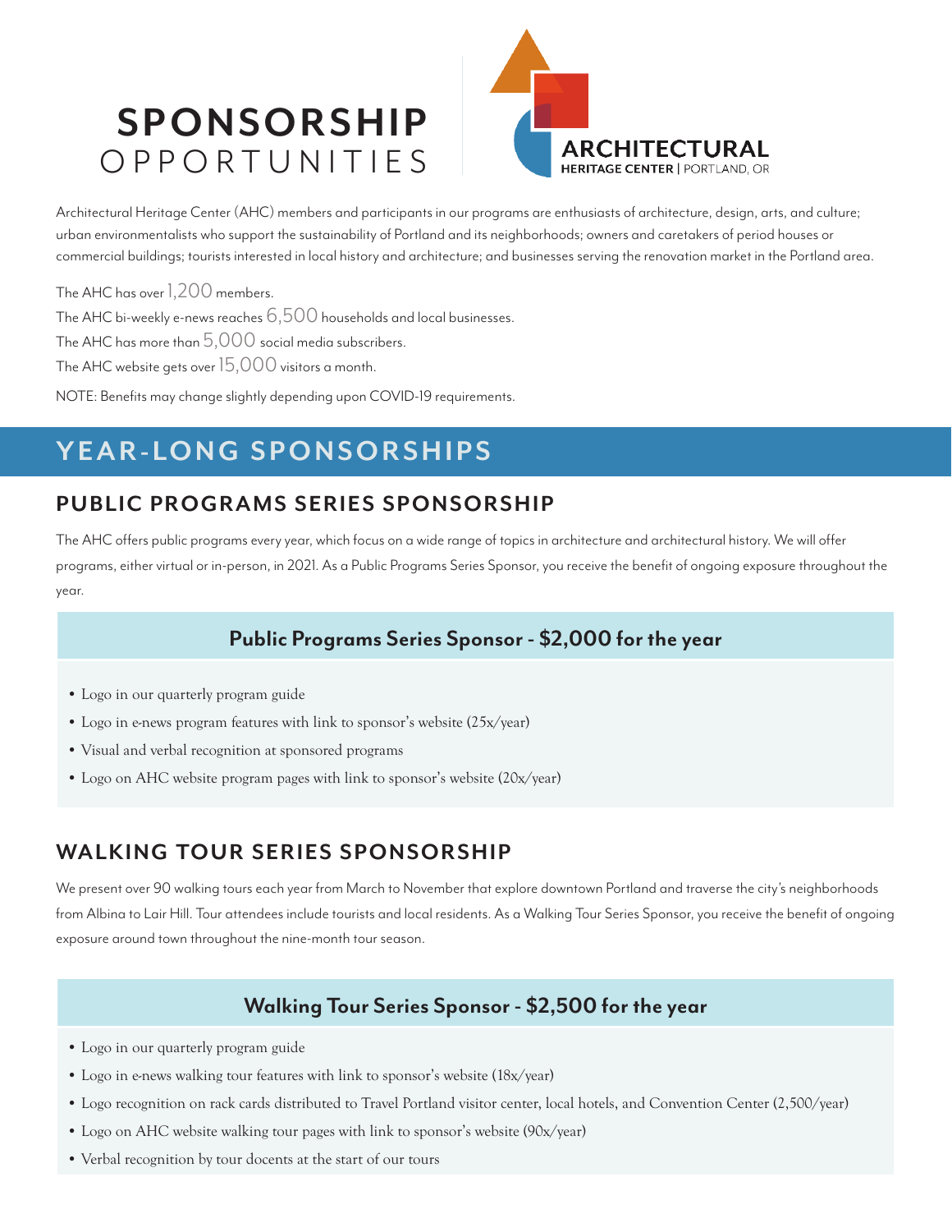# SPONSORSHIP OPPORTUNITIES

ARCHITECTURAL HERITAGE CENTER | PORTLAND, OR

Architectural Heritage Center (AHC) members and participants in our programs are enthusiasts of architecture, design, arts, and culture; urban environmentalists who support the sustainability of Portland and its neighborhoods; owners and caretakers of period houses or commercial buildings; tourists interested in local history and architecture; and businesses serving the renovation market in the Portland area.

The AHC has over 1,200 members.

The AHC bi-weekly e-news reaches 6,500 households and local businesses.

The AHC has more than 5,000 social media subscribers.

The AHC website gets over 15,000 visitors a month.

NOTE: Benefits may change slightly depending upon COVID-19 requirements.

## YEAR-LONG SPONSORSHIPS

### PUBLIC PROGRAMS SERIES SPONSORSHIP

The AHC offers public programs every year, which focus on a wide range of topics in architecture and architectural history. We will offer programs, either virtual or in-person, in 2021. As a Public Programs Series Sponsor, you receive the benefit of ongoing exposure throughout the year.

#### Public Programs Series Sponsor - $2,000 for the year

- Logo in our quarterly program guide
- Logo in e-news program features with link to sponsor's website (25x/year)
- Visual and verbal recognition at sponsored programs
- Logo on AHC website program pages with link to sponsor's website (20x/year)

### WALKING TOUR SERIES SPONSORSHIP

We present over 90 walking tours each year from March to November that explore downtown Portland and traverse the city's neighborhoods from Albina to Lair Hill. Tour attendees include tourists and local residents. As a Walking Tour Series Sponsor, you receive the benefit of ongoing exposure around town throughout the nine-month tour season.

#### Walking Tour Series Sponsor - $2,500 for the year

- Logo in our quarterly program guide
- Logo in e-news walking tour features with link to sponsor's website (18x/year)
- Logo recognition on rack cards distributed to Travel Portland visitor center, local hotels, and Convention Center (2,500/year)
- Logo on AHC website walking tour pages with link to sponsor's website (90x/year)
- Verbal recognition by tour docents at the start of our tours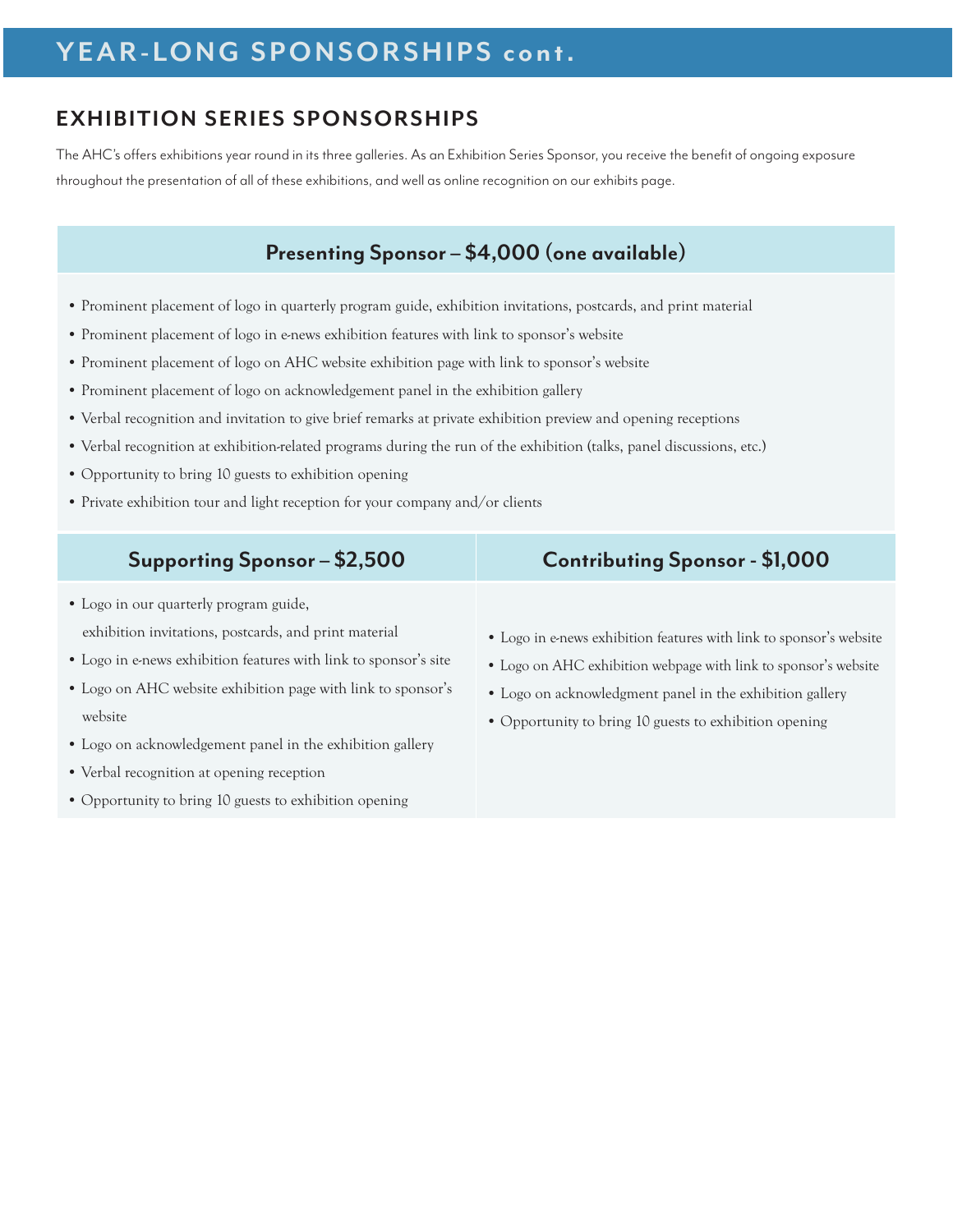# YEAR-LONG SPONSORSHIPS cont.

## EXHIBITION SERIES SPONSORSHIPS

The AHC's offers exhibitions year round in its three galleries. As an Exhibition Series Sponsor, you receive the benefit of ongoing exposure throughout the presentation of all of these exhibitions, and well as online recognition on our exhibits page.

### Presenting Sponsor – $4,000 (one available)

- Prominent placement of logo in quarterly program guide, exhibition invitations, postcards, and print material
- Prominent placement of logo in e-news exhibition features with link to sponsor's website
- Prominent placement of logo on AHC website exhibition page with link to sponsor's website
- Prominent placement of logo on acknowledgement panel in the exhibition gallery
- Verbal recognition and invitation to give brief remarks at private exhibition preview and opening receptions
- Verbal recognition at exhibition-related programs during the run of the exhibition (talks, panel discussions, etc.)
- Opportunity to bring 10 guests to exhibition opening
- Private exhibition tour and light reception for your company and/or clients

### Supporting Sponsor – $2,500

- Logo in our quarterly program guide, exhibition invitations, postcards, and print material
- Logo in e-news exhibition features with link to sponsor's site
- Logo on AHC website exhibition page with link to sponsor's website
- Logo on acknowledgement panel in the exhibition gallery
- Verbal recognition at opening reception
- Opportunity to bring 10 guests to exhibition opening

### Contributing Sponsor - $1,000

- Logo in e-news exhibition features with link to sponsor's website
- Logo on AHC exhibition webpage with link to sponsor's website
- Logo on acknowledgment panel in the exhibition gallery
- Opportunity to bring 10 guests to exhibition opening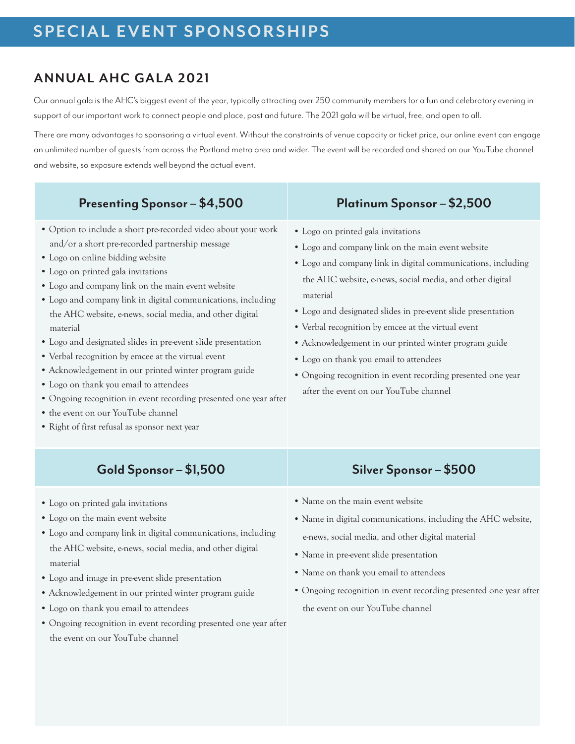# SPECIAL EVENT SPONSORSHIPS

## ANNUAL AHC GALA 2021

Our annual gala is the AHC's biggest event of the year, typically attracting over 250 community members for a fun and celebratory evening in support of our important work to connect people and place, past and future. The 2021 gala will be virtual, free, and open to all.

There are many advantages to sponsoring a virtual event. Without the constraints of venue capacity or ticket price, our online event can engage an unlimited number of guests from across the Portland metro area and wider. The event will be recorded and shared on our YouTube channel and website, so exposure extends well beyond the actual event.

### Presenting Sponsor – $4,500

- Option to include a short pre-recorded video about your work and/or a short pre-recorded partnership message
- Logo on online bidding website
- Logo on printed gala invitations
- Logo and company link on the main event website
- Logo and company link in digital communications, including the AHC website, e-news, social media, and other digital material
- Logo and designated slides in pre-event slide presentation
- Verbal recognition by emcee at the virtual event
- Acknowledgement in our printed winter program guide
- Logo on thank you email to attendees
- Ongoing recognition in event recording presented one year after
- the event on our YouTube channel
- Right of first refusal as sponsor next year

### Platinum Sponsor – $2,500

- Logo on printed gala invitations
- Logo and company link on the main event website
- Logo and company link in digital communications, including the AHC website, e-news, social media, and other digital material
- Logo and designated slides in pre-event slide presentation
- Verbal recognition by emcee at the virtual event
- Acknowledgement in our printed winter program guide
- Logo on thank you email to attendees
- Ongoing recognition in event recording presented one year after the event on our YouTube channel

### Gold Sponsor – $1,500

- Logo on printed gala invitations
- Logo on the main event website
- Logo and company link in digital communications, including the AHC website, e-news, social media, and other digital material
- Logo and image in pre-event slide presentation
- Acknowledgement in our printed winter program guide
- Logo on thank you email to attendees
- Ongoing recognition in event recording presented one year after the event on our YouTube channel

### Silver Sponsor – $500

- Name on the main event website
- Name in digital communications, including the AHC website, e-news, social media, and other digital material
- Name in pre-event slide presentation
- Name on thank you email to attendees
- Ongoing recognition in event recording presented one year after the event on our YouTube channel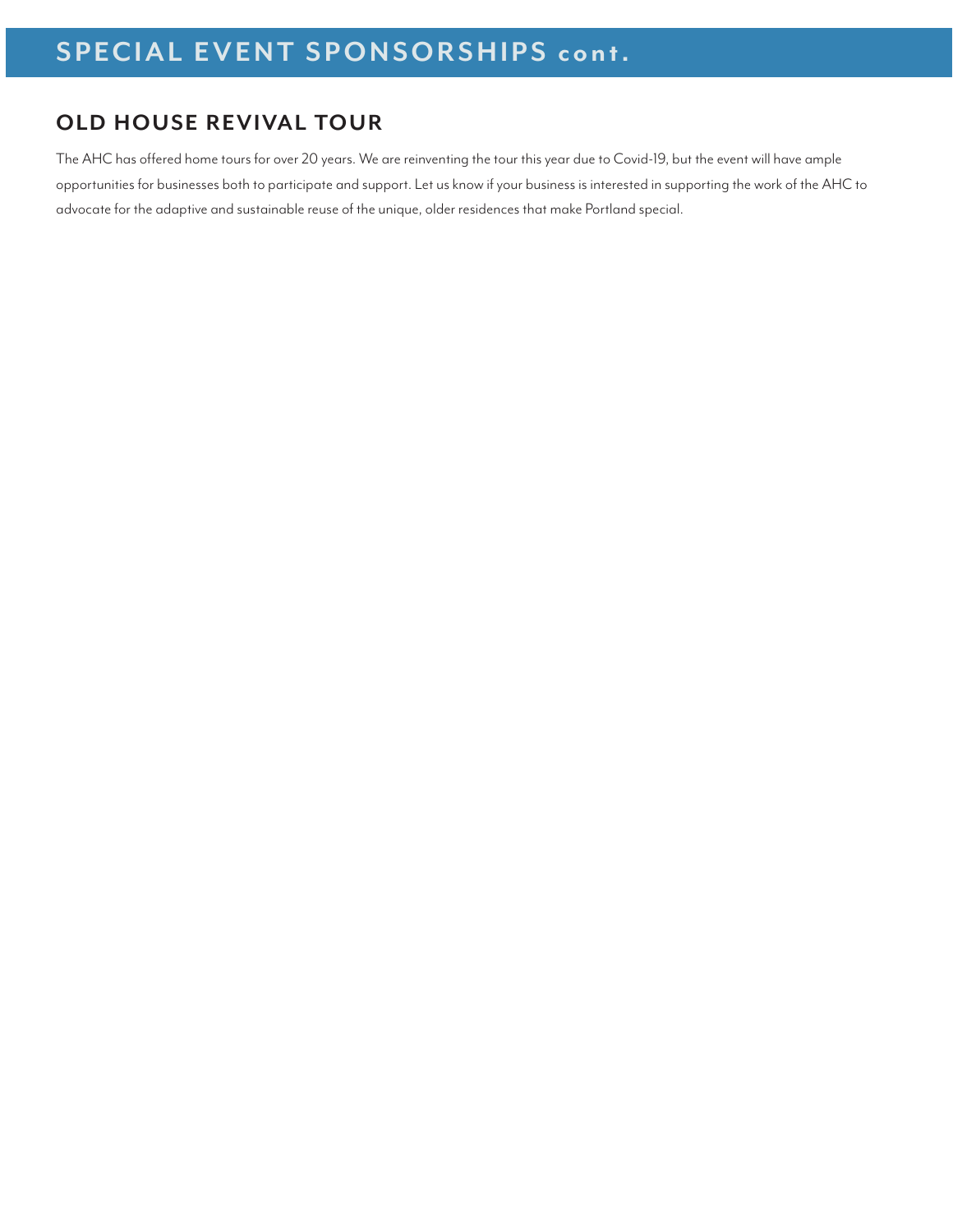# SPECIAL EVENT SPONSORSHIPS cont.

## OLD HOUSE REVIVAL TOUR

The AHC has offered home tours for over 20 years. We are reinventing the tour this year due to Covid-19, but the event will have ample opportunities for businesses both to participate and support. Let us know if your business is interested in supporting the work of the AHC to advocate for the adaptive and sustainable reuse of the unique, older residences that make Portland special.